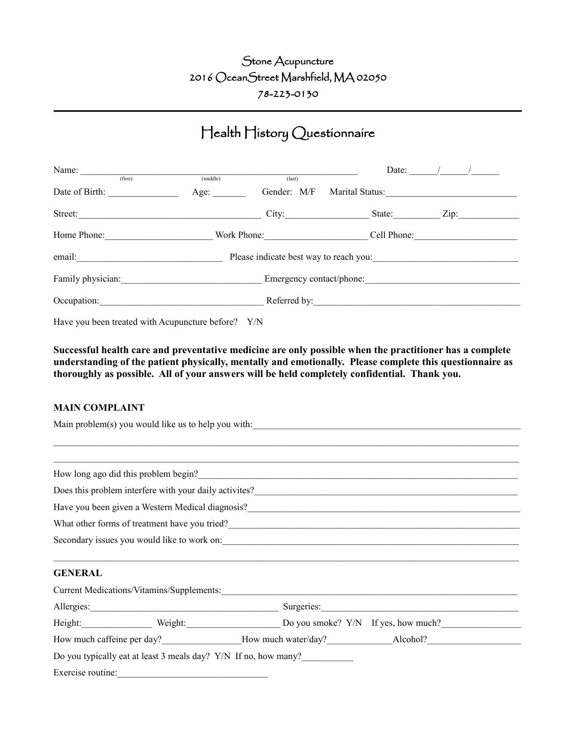Stone Acupuncture
2016 OceanStreet Marshfield, MA 02050
78-223-0130

---

# Health History Questionnaire

Name: ______________________________________________________ Date: ______/______/______
(first) (middle) (last)

Date of Birth: _______________ Age: _______ Gender: M/F Marital Status:____________________________

Street:________________________________________ City:__________________ State:__________ Zip:_____________

Home Phone:______________________ Work Phone:_____________________ Cell Phone:______________________

email:_______________________________ Please indicate best way to reach you:_______________________________

Family physician:_____________________________ Emergency contact/phone:________________________________

Occupation:__________________________________ Referred by:____________________________________________

Have you been treated with Acupuncture before? Y/N

**Successful health care and preventative medicine are only possible when the practitioner has a complete understanding of the patient physically, mentally and emotionally. Please complete this questionnaire as thoroughly as possible. All of your answers will be held completely confidential. Thank you.**

**MAIN COMPLAINT**

Main problem(s) you would like us to help you with:_________________________________________________________

_____________________________________________________________________________________________________

_____________________________________________________________________________________________________

How long ago did this problem begin?__________________________________________________________________

Does this problem interfere with your daily activites?_______________________________________________________

Have you been given a Western Medical diagnosis?_________________________________________________________

What other forms of treatment have you tried?____________________________________________________________

Secondary issues you would like to work on:_____________________________________________________________

_____________________________________________________________________________________________________

**GENERAL**

Current Medications/Vitamins/Supplements:_____________________________________________________________

Allergies:________________________________________ Surgeries:___________________________________________

Height:_______________ Weight:___________________ Do you smoke? Y/N If yes, how much?_________________

How much caffeine per day?________________How much water/day?_____________Alcohol?____________________

Do you typically eat at least 3 meals day? Y/N If no, how many?___________

Exercise routine:________________________________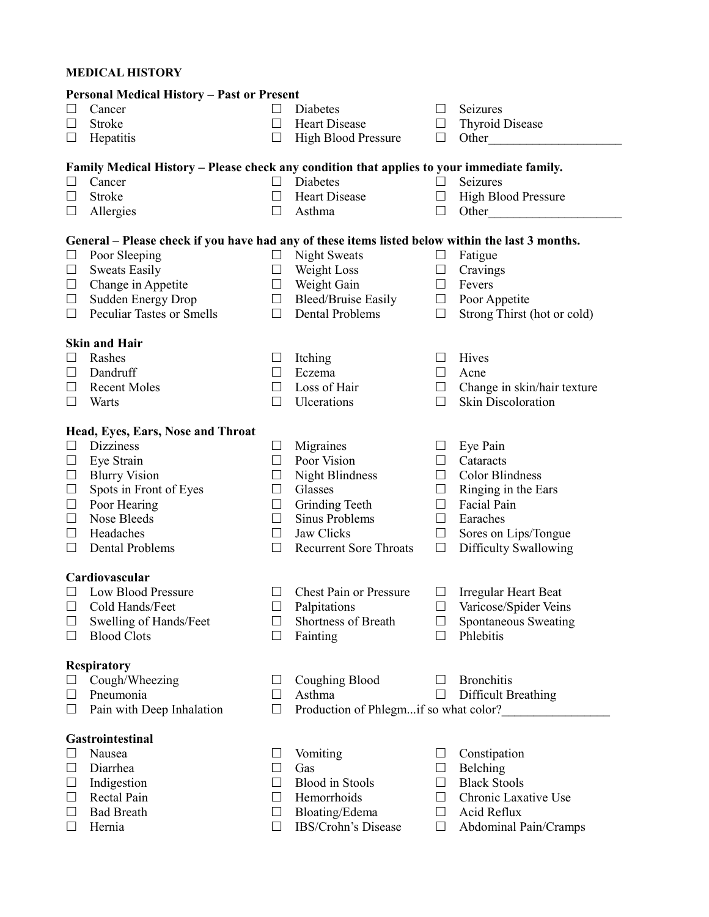## MEDICAL HISTORY

### Personal Medical History – Past or Present

- ☐ Cancer
- ☐ Stroke
- ☐ Hepatitis
- ☐ Diabetes
- ☐ Heart Disease
- ☐ High Blood Pressure
- ☐ Seizures
- ☐ Thyroid Disease
- ☐ Other____________________

### Family Medical History – Please check any condition that applies to your immediate family.

- ☐ Cancer
- ☐ Stroke
- ☐ Allergies
- ☐ Diabetes
- ☐ Heart Disease
- ☐ Asthma
- ☐ Seizures
- ☐ High Blood Pressure
- ☐ Other____________________

### General – Please check if you have had any of these items listed below within the last 3 months.

- ☐ Poor Sleeping
- ☐ Sweats Easily
- ☐ Change in Appetite
- ☐ Sudden Energy Drop
- ☐ Peculiar Tastes or Smells
- ☐ Night Sweats
- ☐ Weight Loss
- ☐ Weight Gain
- ☐ Bleed/Bruise Easily
- ☐ Dental Problems
- ☐ Fatigue
- ☐ Cravings
- ☐ Fevers
- ☐ Poor Appetite
- ☐ Strong Thirst (hot or cold)

### Skin and Hair

- ☐ Rashes
- ☐ Dandruff
- ☐ Recent Moles
- ☐ Warts
- ☐ Itching
- ☐ Eczema
- ☐ Loss of Hair
- ☐ Ulcerations
- ☐ Hives
- ☐ Acne
- ☐ Change in skin/hair texture
- ☐ Skin Discoloration

### Head, Eyes, Ears, Nose and Throat

- ☐ Dizziness
- ☐ Eye Strain
- ☐ Blurry Vision
- ☐ Spots in Front of Eyes
- ☐ Poor Hearing
- ☐ Nose Bleeds
- ☐ Headaches
- ☐ Dental Problems
- ☐ Migraines
- ☐ Poor Vision
- ☐ Night Blindness
- ☐ Glasses
- ☐ Grinding Teeth
- ☐ Sinus Problems
- ☐ Jaw Clicks
- ☐ Recurrent Sore Throats
- ☐ Eye Pain
- ☐ Cataracts
- ☐ Color Blindness
- ☐ Ringing in the Ears
- ☐ Facial Pain
- ☐ Earaches
- ☐ Sores on Lips/Tongue
- ☐ Difficulty Swallowing

### Cardiovascular

- ☐ Low Blood Pressure
- ☐ Cold Hands/Feet
- ☐ Swelling of Hands/Feet
- ☐ Blood Clots
- ☐ Chest Pain or Pressure
- ☐ Palpitations
- ☐ Shortness of Breath
- ☐ Fainting
- ☐ Irregular Heart Beat
- ☐ Varicose/Spider Veins
- ☐ Spontaneous Sweating
- ☐ Phlebitis

### Respiratory

- ☐ Cough/Wheezing
- ☐ Pneumonia
- ☐ Pain with Deep Inhalation
- ☐ Coughing Blood
- ☐ Asthma
- ☐ Production of Phlegm...if so what color?________________
- ☐ Bronchitis
- ☐ Difficult Breathing

### Gastrointestinal

- ☐ Nausea
- ☐ Diarrhea
- ☐ Indigestion
- ☐ Rectal Pain
- ☐ Bad Breath
- ☐ Hernia
- ☐ Vomiting
- ☐ Gas
- ☐ Blood in Stools
- ☐ Hemorrhoids
- ☐ Bloating/Edema
- ☐ IBS/Crohn's Disease
- ☐ Constipation
- ☐ Belching
- ☐ Black Stools
- ☐ Chronic Laxative Use
- ☐ Acid Reflux
- ☐ Abdominal Pain/Cramps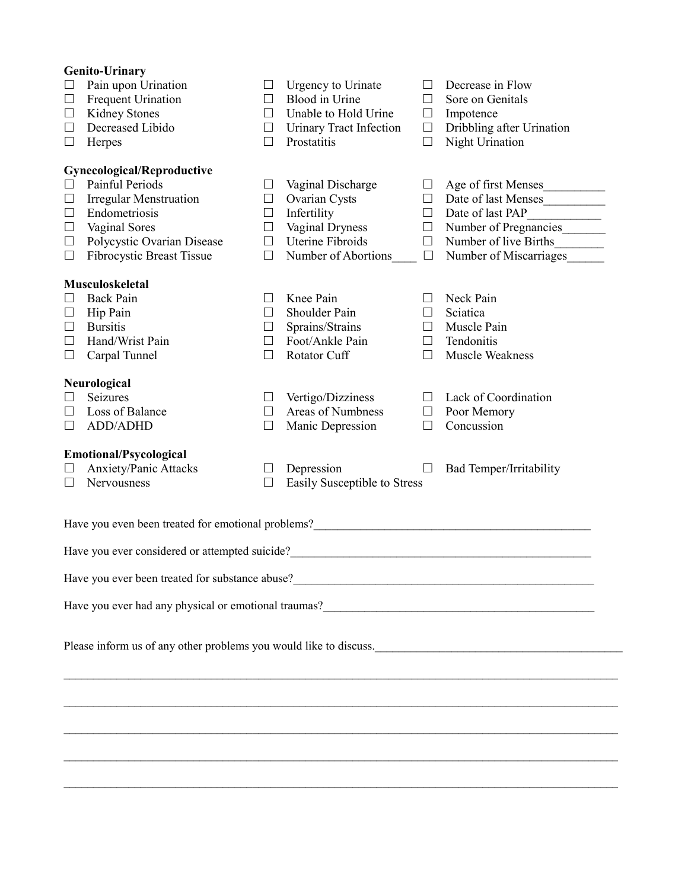**Genito-Urinary**

| | | |
|---|---|---|
| ☐ Pain upon Urination | ☐ Urgency to Urinate | ☐ Decrease in Flow |
| ☐ Frequent Urination | ☐ Blood in Urine | ☐ Sore on Genitals |
| ☐ Kidney Stones | ☐ Unable to Hold Urine | ☐ Impotence |
| ☐ Decreased Libido | ☐ Urinary Tract Infection | ☐ Dribbling after Urination |
| ☐ Herpes | ☐ Prostatitis | ☐ Night Urination |

**Gynecological/Reproductive**

| | | |
|---|---|---|
| ☐ Painful Periods | ☐ Vaginal Discharge | ☐ Age of first Menses__________ |
| ☐ Irregular Menstruation | ☐ Ovarian Cysts | ☐ Date of last Menses__________ |
| ☐ Endometriosis | ☐ Infertility | ☐ Date of last PAP____________ |
| ☐ Vaginal Sores | ☐ Vaginal Dryness | ☐ Number of Pregnancies_______ |
| ☐ Polycystic Ovarian Disease | ☐ Uterine Fibroids | ☐ Number of live Births________ |
| ☐ Fibrocystic Breast Tissue | ☐ Number of Abortions____ | ☐ Number of Miscarriages______ |

**Musculoskeletal**

| | | |
|---|---|---|
| ☐ Back Pain | ☐ Knee Pain | ☐ Neck Pain |
| ☐ Hip Pain | ☐ Shoulder Pain | ☐ Sciatica |
| ☐ Bursitis | ☐ Sprains/Strains | ☐ Muscle Pain |
| ☐ Hand/Wrist Pain | ☐ Foot/Ankle Pain | ☐ Tendonitis |
| ☐ Carpal Tunnel | ☐ Rotator Cuff | ☐ Muscle Weakness |

**Neurological**

| | | |
|---|---|---|
| ☐ Seizures | ☐ Vertigo/Dizziness | ☐ Lack of Coordination |
| ☐ Loss of Balance | ☐ Areas of Numbness | ☐ Poor Memory |
| ☐ ADD/ADHD | ☐ Manic Depression | ☐ Concussion |

**Emotional/Psycological**

| | | |
|---|---|---|
| ☐ Anxiety/Panic Attacks | ☐ Depression | ☐ Bad Temper/Irritability |
| ☐ Nervousness | ☐ Easily Susceptible to Stress | |

Have you even been treated for emotional problems?_______________________________________________

Have you ever considered or attempted suicide?_____________________________________________________

Have you ever been treated for substance abuse?____________________________________________________

Have you ever had any physical or emotional traumas?_______________________________________________

Please inform us of any other problems you would like to discuss.__________________________________________

_____________________________________________________________________________________________

_____________________________________________________________________________________________

_____________________________________________________________________________________________

_____________________________________________________________________________________________

_____________________________________________________________________________________________